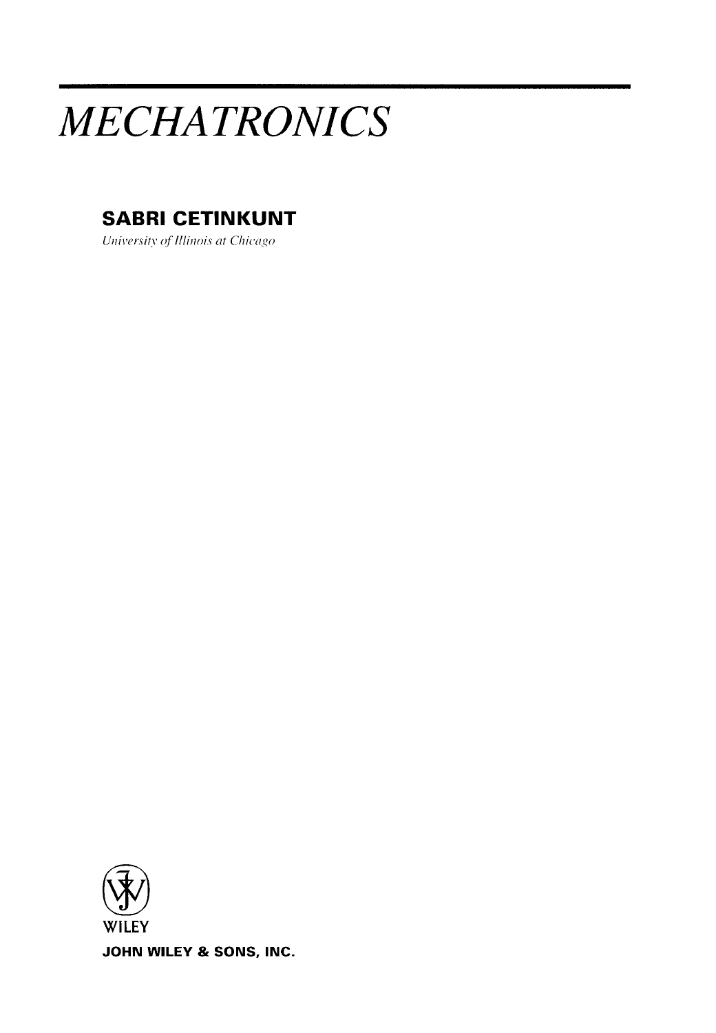# *MECHATRONICS*

**SABRI CETINKUNT**

*University of Illinois at Chicago*

WILEY

**JOHN WILEY & SONS, INC.**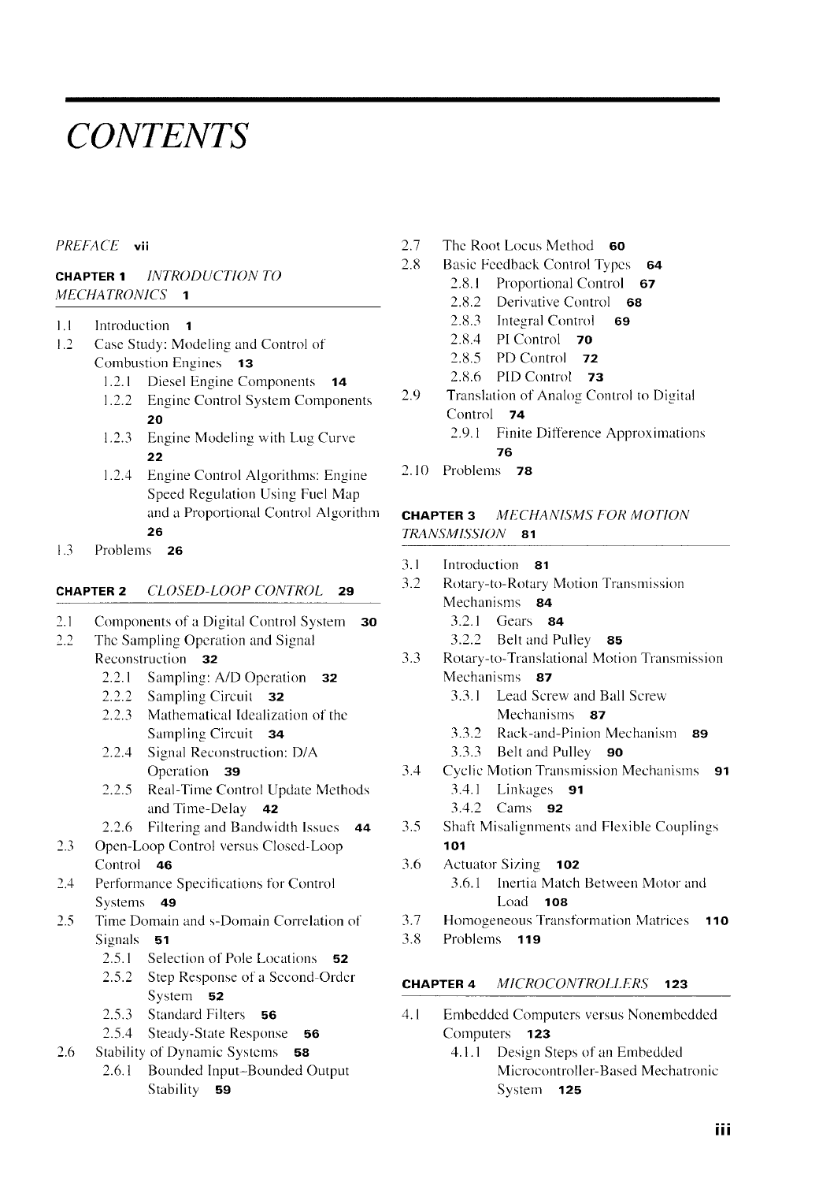# CONTENTS

*PREFACE* **vii**

**CHAPTER 1** *INTRODUCTION TO MECHATRONICS* **1**

1.1 Introduction **1**
1.2 Case Study: Modeling and Control of Combustion Engines **13**
  1.2.1 Diesel Engine Components **14**
  1.2.2 Engine Control System Components **20**
  1.2.3 Engine Modeling with Lug Curve **22**
  1.2.4 Engine Control Algorithms: Engine Speed Regulation Using Fuel Map and a Proportional Control Algorithm **26**
1.3 Problems **26**

**CHAPTER 2** *CLOSED-LOOP CONTROL* **29**

2.1 Components of a Digital Control System **30**
2.2 The Sampling Operation and Signal Reconstruction **32**
  2.2.1 Sampling: A/D Operation **32**
  2.2.2 Sampling Circuit **32**
  2.2.3 Mathematical Idealization of the Sampling Circuit **34**
  2.2.4 Signal Reconstruction: D/A Operation **39**
  2.2.5 Real-Time Control Update Methods and Time-Delay **42**
  2.2.6 Filtering and Bandwidth Issues **44**
2.3 Open-Loop Control versus Closed-Loop Control **46**
2.4 Performance Specifications for Control Systems **49**
2.5 Time Domain and s-Domain Correlation of Signals **51**
  2.5.1 Selection of Pole Locations **52**
  2.5.2 Step Response of a Second-Order System **52**
  2.5.3 Standard Filters **56**
  2.5.4 Steady-State Response **56**
2.6 Stability of Dynamic Systems **58**
  2.6.1 Bounded Input–Bounded Output Stability **59**
2.7 The Root Locus Method **60**
2.8 Basic Feedback Control Types **64**
  2.8.1 Proportional Control **67**
  2.8.2 Derivative Control **68**
  2.8.3 Integral Control **69**
  2.8.4 PI Control **70**
  2.8.5 PD Control **72**
  2.8.6 PID Control **73**
2.9 Translation of Analog Control to Digital Control **74**
  2.9.1 Finite Difference Approximations **76**
2.10 Problems **78**

**CHAPTER 3** *MECHANISMS FOR MOTION TRANSMISSION* **81**

3.1 Introduction **81**
3.2 Rotary-to-Rotary Motion Transmission Mechanisms **84**
  3.2.1 Gears **84**
  3.2.2 Belt and Pulley **85**
3.3 Rotary-to-Translational Motion Transmission Mechanisms **87**
  3.3.1 Lead Screw and Ball Screw Mechanisms **87**
  3.3.2 Rack-and-Pinion Mechanism **89**
  3.3.3 Belt and Pulley **90**
3.4 Cyclic Motion Transmission Mechanisms **91**
  3.4.1 Linkages **91**
  3.4.2 Cams **92**
3.5 Shaft Misalignments and Flexible Couplings **101**
3.6 Actuator Sizing **102**
  3.6.1 Inertia Match Between Motor and Load **108**
3.7 Homogeneous Transformation Matrices **110**
3.8 Problems **119**

**CHAPTER 4** *MICROCONTROLLERS* **123**

4.1 Embedded Computers versus Nonembedded Computers **123**
  4.1.1 Design Steps of an Embedded Microcontroller-Based Mechatronic System **125**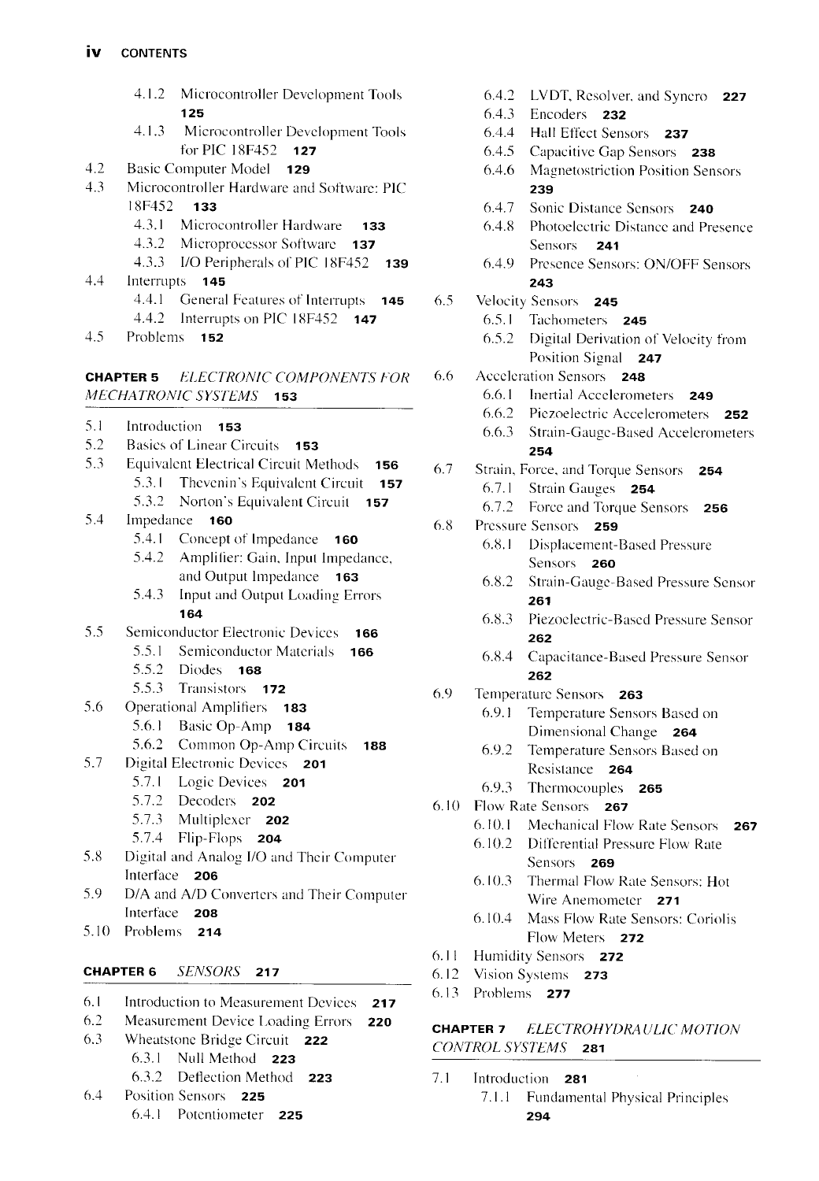- 4.1.2 Microcontroller Development Tools **125**
- 4.1.3 Microcontroller Development Tools for PIC 18F452 **127**

4.2 Basic Computer Model **129**

4.3 Microcontroller Hardware and Software: PIC 18F452 **133**

- 4.3.1 Microcontroller Hardware **133**
- 4.3.2 Microprocessor Software **137**
- 4.3.3 I/O Peripherals of PIC 18F452 **139**

4.4 Interrupts **145**

- 4.4.1 General Features of Interrupts **145**
- 4.4.2 Interrupts on PIC 18F452 **147**

4.5 Problems **152**

## CHAPTER 5 *ELECTRONIC COMPONENTS FOR MECHATRONIC SYSTEMS* 153

5.1 Introduction **153**

5.2 Basics of Linear Circuits **153**

5.3 Equivalent Electrical Circuit Methods **156**

- 5.3.1 Thevenin's Equivalent Circuit **157**
- 5.3.2 Norton's Equivalent Circuit **157**

5.4 Impedance **160**

- 5.4.1 Concept of Impedance **160**
- 5.4.2 Amplifier: Gain, Input Impedance, and Output Impedance **163**
- 5.4.3 Input and Output Loading Errors **164**

5.5 Semiconductor Electronic Devices **166**

- 5.5.1 Semiconductor Materials **166**
- 5.5.2 Diodes **168**
- 5.5.3 Transistors **172**

5.6 Operational Amplifiers **183**

- 5.6.1 Basic Op-Amp **184**
- 5.6.2 Common Op-Amp Circuits **188**

5.7 Digital Electronic Devices **201**

- 5.7.1 Logic Devices **201**
- 5.7.2 Decoders **202**
- 5.7.3 Multiplexer **202**
- 5.7.4 Flip-Flops **204**

5.8 Digital and Analog I/O and Their Computer Interface **206**

5.9 D/A and A/D Converters and Their Computer Interface **208**

5.10 Problems **214**

## CHAPTER 6 *SENSORS* 217

6.1 Introduction to Measurement Devices **217**

6.2 Measurement Device Loading Errors **220**

6.3 Wheatstone Bridge Circuit **222**

- 6.3.1 Null Method **223**
- 6.3.2 Deflection Method **223**

6.4 Position Sensors **225**

- 6.4.1 Potentiometer **225**
- 6.4.2 LVDT, Resolver, and Syncro **227**
- 6.4.3 Encoders **232**
- 6.4.4 Hall Effect Sensors **237**
- 6.4.5 Capacitive Gap Sensors **238**
- 6.4.6 Magnetostriction Position Sensors **239**
- 6.4.7 Sonic Distance Sensors **240**
- 6.4.8 Photoelectric Distance and Presence Sensors **241**
- 6.4.9 Presence Sensors: ON/OFF Sensors **243**

6.5 Velocity Sensors **245**

- 6.5.1 Tachometers **245**
- 6.5.2 Digital Derivation of Velocity from Position Signal **247**

6.6 Acceleration Sensors **248**

- 6.6.1 Inertial Accelerometers **249**
- 6.6.2 Piezoelectric Accelerometers **252**
- 6.6.3 Strain-Gauge-Based Accelerometers **254**

6.7 Strain, Force, and Torque Sensors **254**

- 6.7.1 Strain Gauges **254**
- 6.7.2 Force and Torque Sensors **256**

6.8 Pressure Sensors **259**

- 6.8.1 Displacement-Based Pressure Sensors **260**
- 6.8.2 Strain-Gauge-Based Pressure Sensor **261**
- 6.8.3 Piezoelectric-Based Pressure Sensor **262**
- 6.8.4 Capacitance-Based Pressure Sensor **262**

6.9 Temperature Sensors **263**

- 6.9.1 Temperature Sensors Based on Dimensional Change **264**
- 6.9.2 Temperature Sensors Based on Resistance **264**
- 6.9.3 Thermocouples **265**

6.10 Flow Rate Sensors **267**

- 6.10.1 Mechanical Flow Rate Sensors **267**
- 6.10.2 Differential Pressure Flow Rate Sensors **269**
- 6.10.3 Thermal Flow Rate Sensors: Hot Wire Anemometer **271**
- 6.10.4 Mass Flow Rate Sensors: Coriolis Flow Meters **272**

6.11 Humidity Sensors **272**

6.12 Vision Systems **273**

6.13 Problems **277**

## CHAPTER 7 *ELECTROHYDRAULIC MOTION CONTROL SYSTEMS* 281

7.1 Introduction **281**

- 7.1.1 Fundamental Physical Principles **294**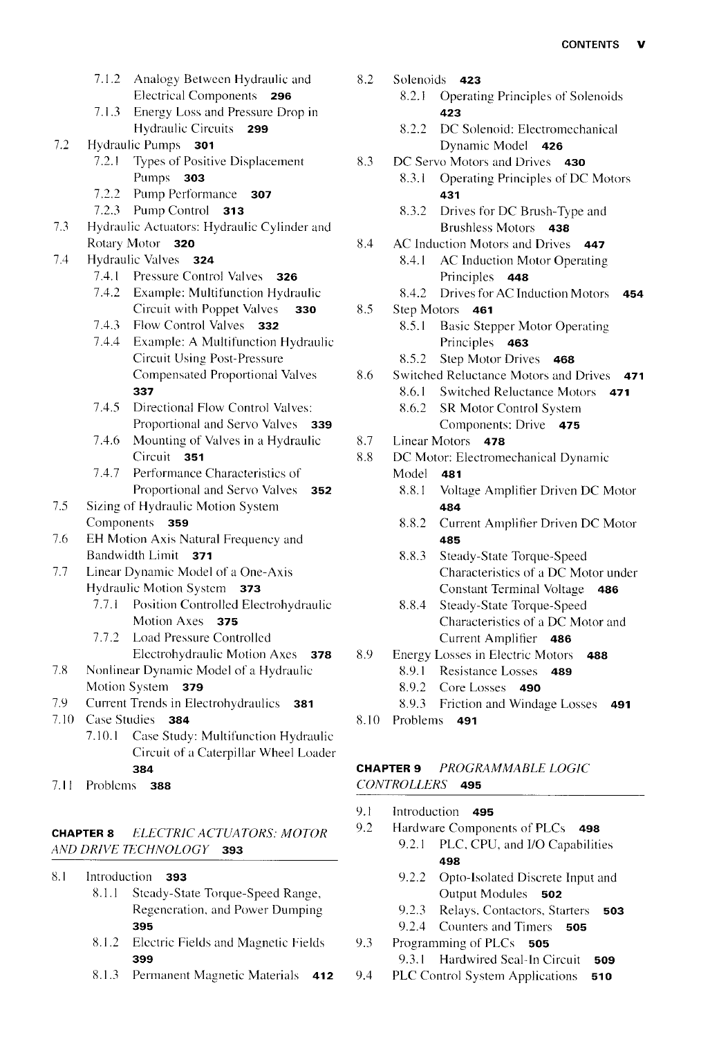- 7.1.2 Analogy Between Hydraulic and Electrical Components **296**
- 7.1.3 Energy Loss and Pressure Drop in Hydraulic Circuits **299**

7.2 Hydraulic Pumps **301**
- 7.2.1 Types of Positive Displacement Pumps **303**
- 7.2.2 Pump Performance **307**
- 7.2.3 Pump Control **313**

7.3 Hydraulic Actuators: Hydraulic Cylinder and Rotary Motor **320**

7.4 Hydraulic Valves **324**
- 7.4.1 Pressure Control Valves **326**
- 7.4.2 Example: Multifunction Hydraulic Circuit with Poppet Valves **330**
- 7.4.3 Flow Control Valves **332**
- 7.4.4 Example: A Multifunction Hydraulic Circuit Using Post-Pressure Compensated Proportional Valves **337**
- 7.4.5 Directional Flow Control Valves: Proportional and Servo Valves **339**
- 7.4.6 Mounting of Valves in a Hydraulic Circuit **351**
- 7.4.7 Performance Characteristics of Proportional and Servo Valves **352**

7.5 Sizing of Hydraulic Motion System Components **359**

7.6 EH Motion Axis Natural Frequency and Bandwidth Limit **371**

7.7 Linear Dynamic Model of a One-Axis Hydraulic Motion System **373**
- 7.7.1 Position Controlled Electrohydraulic Motion Axes **375**
- 7.7.2 Load Pressure Controlled Electrohydraulic Motion Axes **378**

7.8 Nonlinear Dynamic Model of a Hydraulic Motion System **379**

7.9 Current Trends in Electrohydraulics **381**

7.10 Case Studies **384**
- 7.10.1 Case Study: Multifunction Hydraulic Circuit of a Caterpillar Wheel Loader **384**

7.11 Problems **388**

**CHAPTER 8** *ELECTRIC ACTUATORS: MOTOR AND DRIVE TECHNOLOGY* **393**

8.1 Introduction **393**
- 8.1.1 Steady-State Torque-Speed Range, Regeneration, and Power Dumping **395**
- 8.1.2 Electric Fields and Magnetic Fields **399**
- 8.1.3 Permanent Magnetic Materials **412**

8.2 Solenoids **423**
- 8.2.1 Operating Principles of Solenoids **423**
- 8.2.2 DC Solenoid: Electromechanical Dynamic Model **426**

8.3 DC Servo Motors and Drives **430**
- 8.3.1 Operating Principles of DC Motors **431**
- 8.3.2 Drives for DC Brush-Type and Brushless Motors **438**

8.4 AC Induction Motors and Drives **447**
- 8.4.1 AC Induction Motor Operating Principles **448**
- 8.4.2 Drives for AC Induction Motors **454**

8.5 Step Motors **461**
- 8.5.1 Basic Stepper Motor Operating Principles **463**
- 8.5.2 Step Motor Drives **468**

8.6 Switched Reluctance Motors and Drives **471**
- 8.6.1 Switched Reluctance Motors **471**
- 8.6.2 SR Motor Control System Components: Drive **475**

8.7 Linear Motors **478**

8.8 DC Motor: Electromechanical Dynamic Model **481**
- 8.8.1 Voltage Amplifier Driven DC Motor **484**
- 8.8.2 Current Amplifier Driven DC Motor **485**
- 8.8.3 Steady-State Torque-Speed Characteristics of a DC Motor under Constant Terminal Voltage **486**
- 8.8.4 Steady-State Torque-Speed Characteristics of a DC Motor and Current Amplifier **486**

8.9 Energy Losses in Electric Motors **488**
- 8.9.1 Resistance Losses **489**
- 8.9.2 Core Losses **490**
- 8.9.3 Friction and Windage Losses **491**

8.10 Problems **491**

**CHAPTER 9** *PROGRAMMABLE LOGIC CONTROLLERS* **495**

9.1 Introduction **495**

9.2 Hardware Components of PLCs **498**
- 9.2.1 PLC, CPU, and I/O Capabilities **498**
- 9.2.2 Opto-Isolated Discrete Input and Output Modules **502**
- 9.2.3 Relays, Contactors, Starters **503**
- 9.2.4 Counters and Timers **505**

9.3 Programming of PLCs **505**
- 9.3.1 Hardwired Seal-In Circuit **509**

9.4 PLC Control System Applications **510**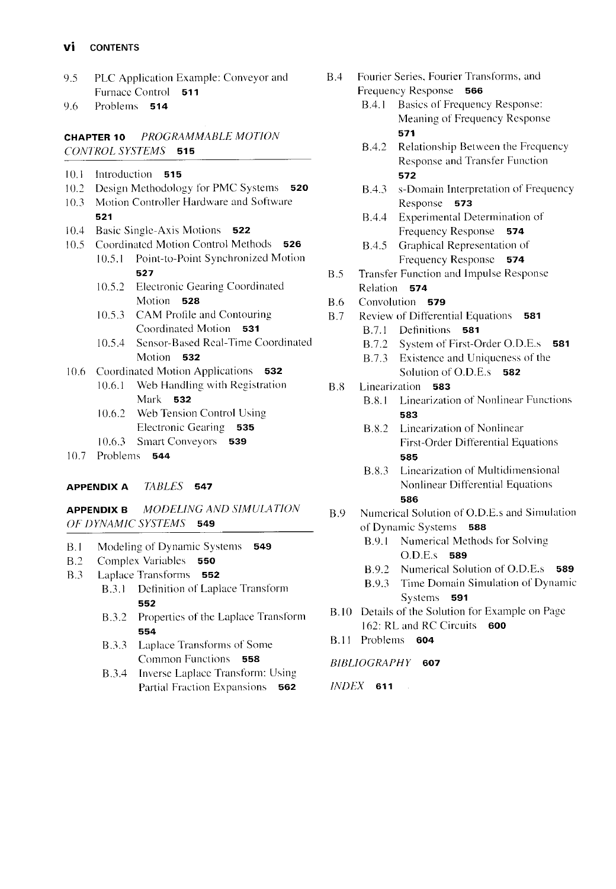9.5 PLC Application Example: Conveyor and Furnace Control **511**
9.6 Problems **514**

**CHAPTER 10** *PROGRAMMABLE MOTION CONTROL SYSTEMS* **515**

10.1 Introduction **515**
10.2 Design Methodology for PMC Systems **520**
10.3 Motion Controller Hardware and Software **521**
10.4 Basic Single-Axis Motions **522**
10.5 Coordinated Motion Control Methods **526**
  10.5.1 Point-to-Point Synchronized Motion **527**
  10.5.2 Electronic Gearing Coordinated Motion **528**
  10.5.3 CAM Profile and Contouring Coordinated Motion **531**
  10.5.4 Sensor-Based Real-Time Coordinated Motion **532**
10.6 Coordinated Motion Applications **532**
  10.6.1 Web Handling with Registration Mark **532**
  10.6.2 Web Tension Control Using Electronic Gearing **535**
  10.6.3 Smart Conveyors **539**
10.7 Problems **544**

**APPENDIX A** *TABLES* **547**

**APPENDIX B** *MODELING AND SIMULATION OF DYNAMIC SYSTEMS* **549**

B.1 Modeling of Dynamic Systems **549**
B.2 Complex Variables **550**
B.3 Laplace Transforms **552**
  B.3.1 Definition of Laplace Transform **552**
  B.3.2 Properties of the Laplace Transform **554**
  B.3.3 Laplace Transforms of Some Common Functions **558**
  B.3.4 Inverse Laplace Transform: Using Partial Fraction Expansions **562**
B.4 Fourier Series, Fourier Transforms, and Frequency Response **566**
  B.4.1 Basics of Frequency Response: Meaning of Frequency Response **571**
  B.4.2 Relationship Between the Frequency Response and Transfer Function **572**
  B.4.3 s-Domain Interpretation of Frequency Response **573**
  B.4.4 Experimental Determination of Frequency Response **574**
  B.4.5 Graphical Representation of Frequency Response **574**
B.5 Transfer Function and Impulse Response Relation **574**
B.6 Convolution **579**
B.7 Review of Differential Equations **581**
  B.7.1 Definitions **581**
  B.7.2 System of First-Order O.D.E.s **581**
  B.7.3 Existence and Uniqueness of the Solution of O.D.E.s **582**
B.8 Linearization **583**
  B.8.1 Linearization of Nonlinear Functions **583**
  B.8.2 Linearization of Nonlinear First-Order Differential Equations **585**
  B.8.3 Linearization of Multidimensional Nonlinear Differential Equations **586**
B.9 Numerical Solution of O.D.E.s and Simulation of Dynamic Systems **588**
  B.9.1 Numerical Methods for Solving O.D.E.s **589**
  B.9.2 Numerical Solution of O.D.E.s **589**
  B.9.3 Time Domain Simulation of Dynamic Systems **591**
B.10 Details of the Solution for Example on Page 162: RL and RC Circuits **600**
B.11 Problems **604**

*BIBLIOGRAPHY* **607**

*INDEX* **611**